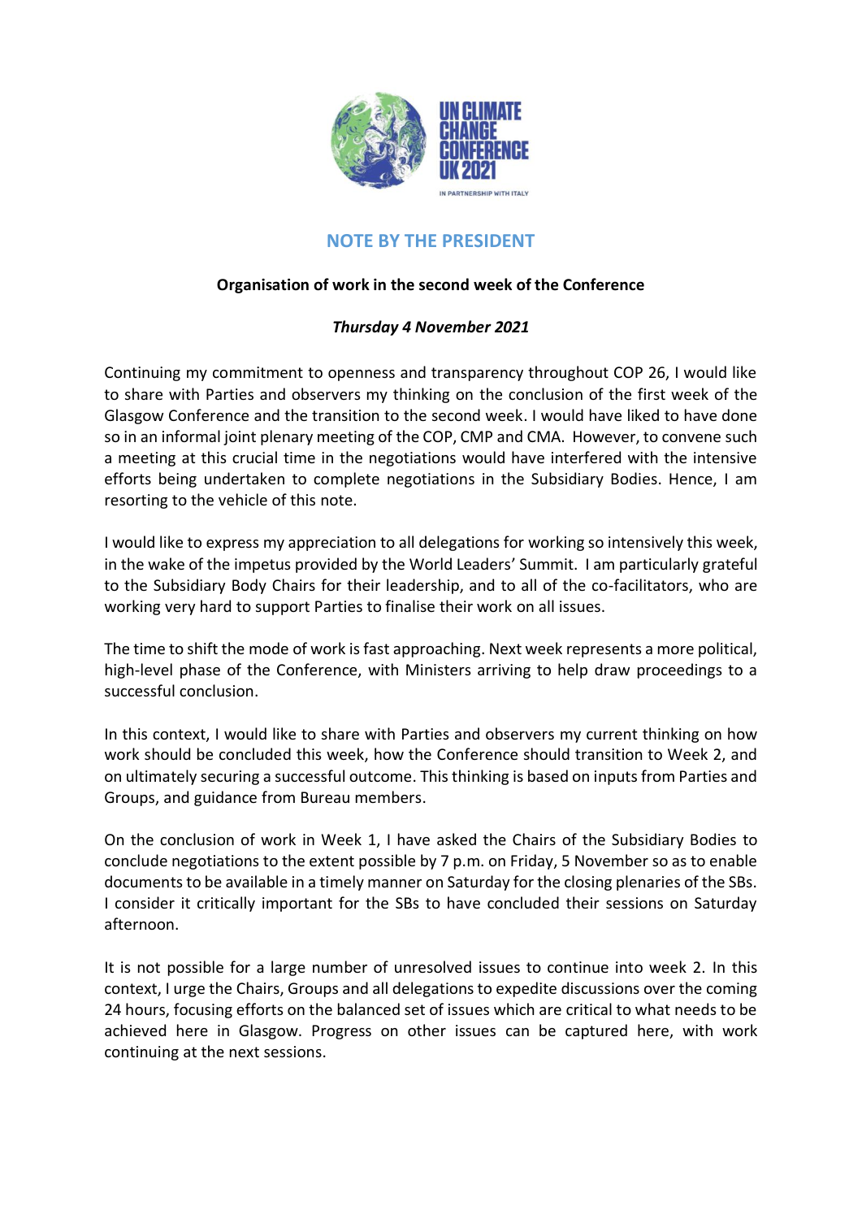UN CLIMATE CHANGE CONFERENCE UK 2021

IN PARTNERSHIP WITH ITALY

# NOTE BY THE PRESIDENT

**Organisation of work in the second week of the Conference**

***Thursday 4 November 2021***

Continuing my commitment to openness and transparency throughout COP 26, I would like to share with Parties and observers my thinking on the conclusion of the first week of the Glasgow Conference and the transition to the second week. I would have liked to have done so in an informal joint plenary meeting of the COP, CMP and CMA. However, to convene such a meeting at this crucial time in the negotiations would have interfered with the intensive efforts being undertaken to complete negotiations in the Subsidiary Bodies. Hence, I am resorting to the vehicle of this note.

I would like to express my appreciation to all delegations for working so intensively this week, in the wake of the impetus provided by the World Leaders' Summit. I am particularly grateful to the Subsidiary Body Chairs for their leadership, and to all of the co-facilitators, who are working very hard to support Parties to finalise their work on all issues.

The time to shift the mode of work is fast approaching. Next week represents a more political, high-level phase of the Conference, with Ministers arriving to help draw proceedings to a successful conclusion.

In this context, I would like to share with Parties and observers my current thinking on how work should be concluded this week, how the Conference should transition to Week 2, and on ultimately securing a successful outcome. This thinking is based on inputs from Parties and Groups, and guidance from Bureau members.

On the conclusion of work in Week 1, I have asked the Chairs of the Subsidiary Bodies to conclude negotiations to the extent possible by 7 p.m. on Friday, 5 November so as to enable documents to be available in a timely manner on Saturday for the closing plenaries of the SBs. I consider it critically important for the SBs to have concluded their sessions on Saturday afternoon.

It is not possible for a large number of unresolved issues to continue into week 2. In this context, I urge the Chairs, Groups and all delegations to expedite discussions over the coming 24 hours, focusing efforts on the balanced set of issues which are critical to what needs to be achieved here in Glasgow. Progress on other issues can be captured here, with work continuing at the next sessions.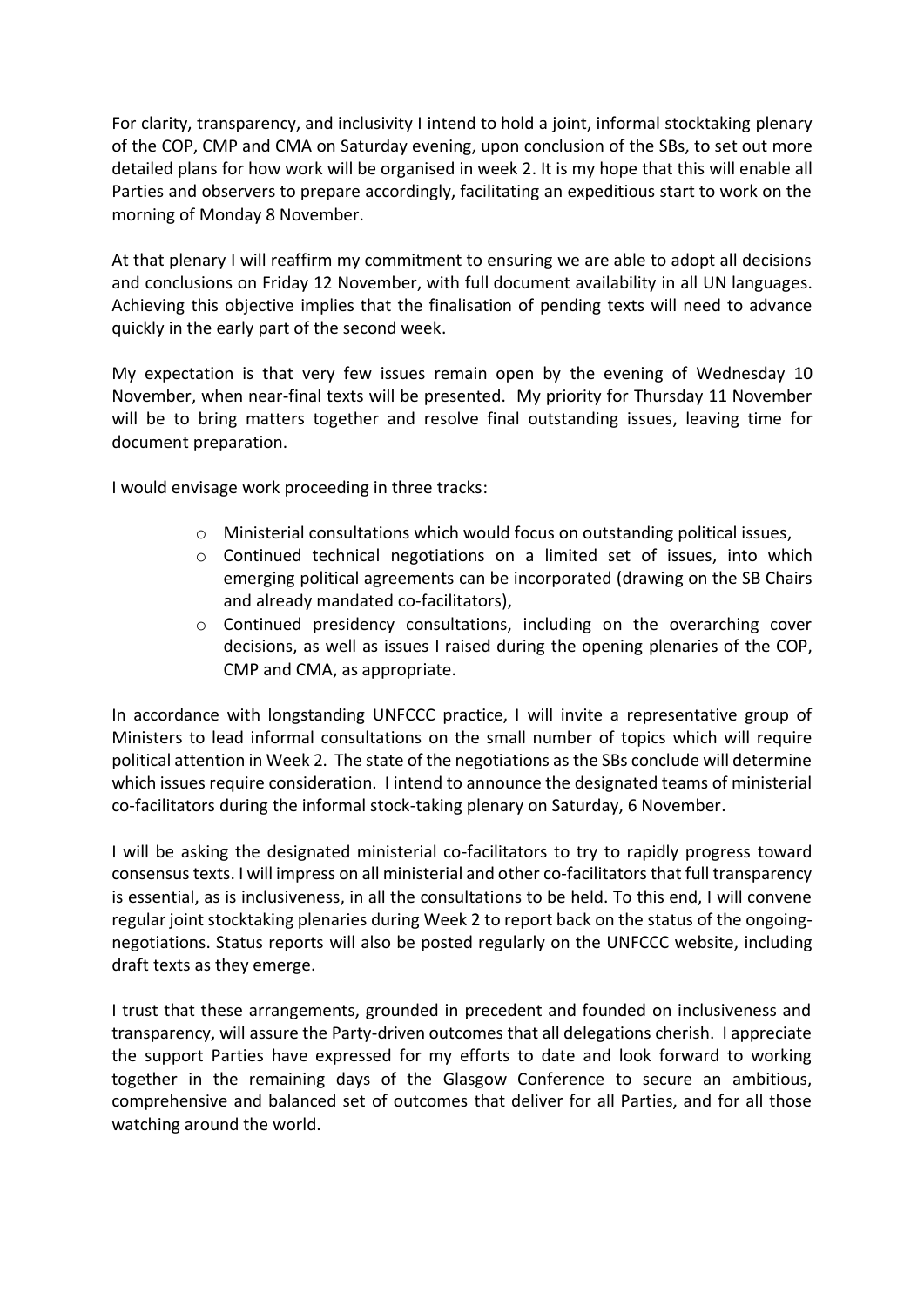For clarity, transparency, and inclusivity I intend to hold a joint, informal stocktaking plenary of the COP, CMP and CMA on Saturday evening, upon conclusion of the SBs, to set out more detailed plans for how work will be organised in week 2. It is my hope that this will enable all Parties and observers to prepare accordingly, facilitating an expeditious start to work on the morning of Monday 8 November.

At that plenary I will reaffirm my commitment to ensuring we are able to adopt all decisions and conclusions on Friday 12 November, with full document availability in all UN languages. Achieving this objective implies that the finalisation of pending texts will need to advance quickly in the early part of the second week.

My expectation is that very few issues remain open by the evening of Wednesday 10 November, when near-final texts will be presented. My priority for Thursday 11 November will be to bring matters together and resolve final outstanding issues, leaving time for document preparation.

I would envisage work proceeding in three tracks:

- Ministerial consultations which would focus on outstanding political issues,
- Continued technical negotiations on a limited set of issues, into which emerging political agreements can be incorporated (drawing on the SB Chairs and already mandated co-facilitators),
- Continued presidency consultations, including on the overarching cover decisions, as well as issues I raised during the opening plenaries of the COP, CMP and CMA, as appropriate.

In accordance with longstanding UNFCCC practice, I will invite a representative group of Ministers to lead informal consultations on the small number of topics which will require political attention in Week 2. The state of the negotiations as the SBs conclude will determine which issues require consideration. I intend to announce the designated teams of ministerial co-facilitators during the informal stock-taking plenary on Saturday, 6 November.

I will be asking the designated ministerial co-facilitators to try to rapidly progress toward consensus texts. I will impress on all ministerial and other co-facilitators that full transparency is essential, as is inclusiveness, in all the consultations to be held. To this end, I will convene regular joint stocktaking plenaries during Week 2 to report back on the status of the ongoing-negotiations. Status reports will also be posted regularly on the UNFCCC website, including draft texts as they emerge.

I trust that these arrangements, grounded in precedent and founded on inclusiveness and transparency, will assure the Party-driven outcomes that all delegations cherish. I appreciate the support Parties have expressed for my efforts to date and look forward to working together in the remaining days of the Glasgow Conference to secure an ambitious, comprehensive and balanced set of outcomes that deliver for all Parties, and for all those watching around the world.